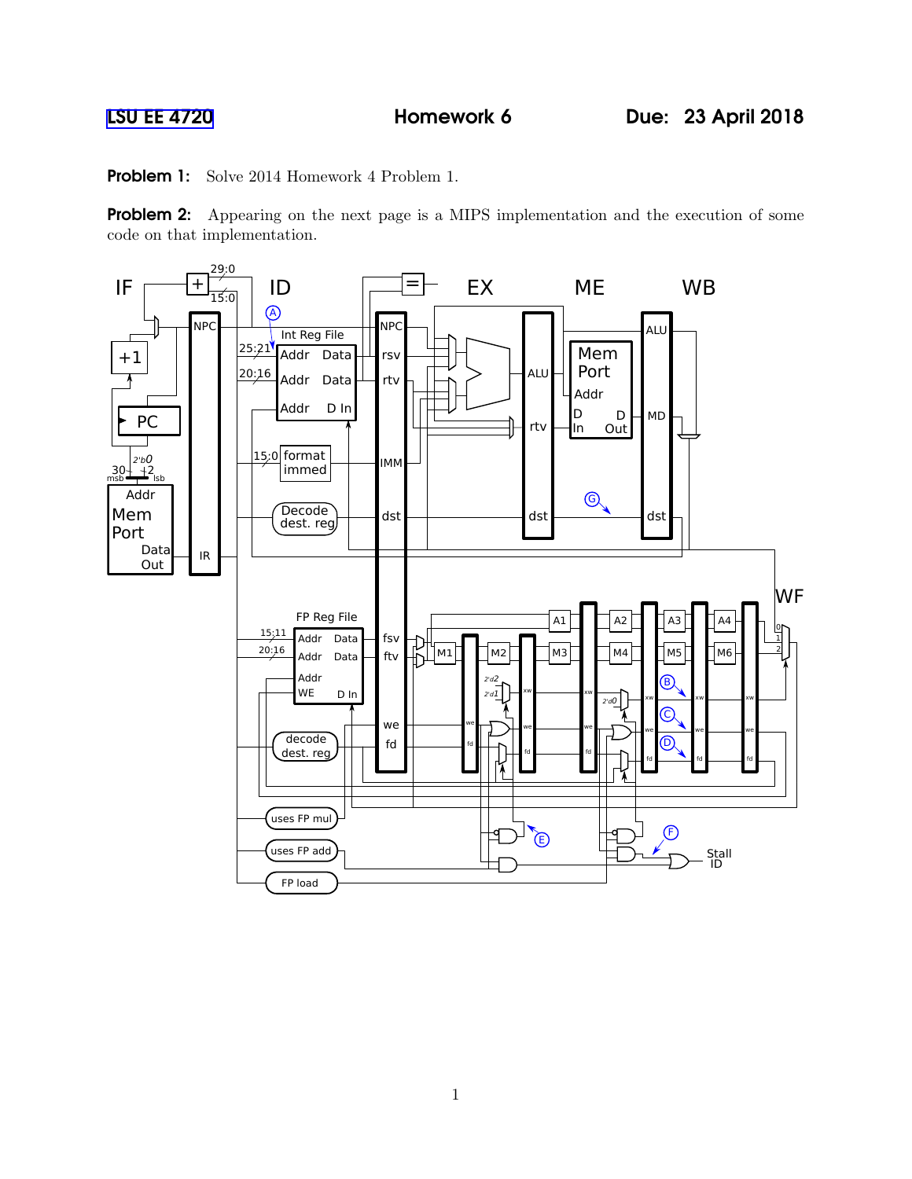LSU EE 4720 Homework 6 Due: 23 April 2018

**Problem 1:** Solve 2014 Homework 4 Problem 1.

**Problem 2:** Appearing on the next page is a MIPS implementation and the execution of some code on that implementation.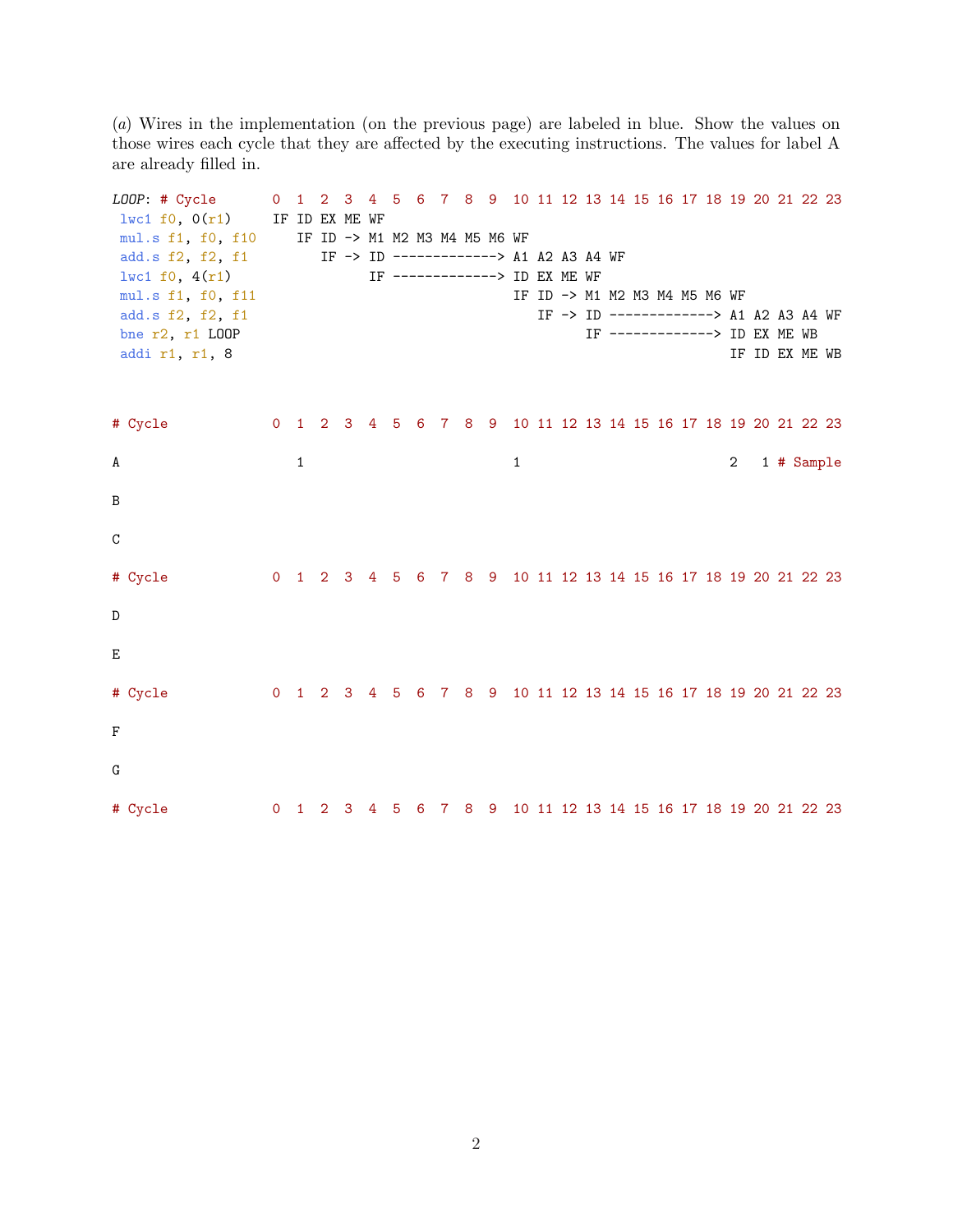(*a*) Wires in the implementation (on the previous page) are labeled in blue. Show the values on those wires each cycle that they are affected by the executing instructions. The values for label A are already filled in.

```
LOOP: # Cycle       0  1  2  3  4  5  6  7  8  9  10 11 12 13 14 15 16 17 18 19 20 21 22 23
 lwc1 f0, 0(r1)     IF ID EX ME WF
 mul.s f1, f0, f10     IF ID -> M1 M2 M3 M4 M5 M6 WF
 add.s f2, f2, f1         IF -> ID -------------> A1 A2 A3 A4 WF
 lwc1 f0, 4(r1)                 IF -------------> ID EX ME WF
 mul.s f1, f0, f11                                IF ID -> M1 M2 M3 M4 M5 M6 WF
 add.s f2, f2, f1                                    IF -> ID -------------> A1 A2 A3 A4 WF
 bne r2, r1 LOOP                                           IF -------------> ID EX ME WB
 addi r1, r1, 8                                                              IF ID EX ME WB


# Cycle             0  1  2  3  4  5  6  7  8  9  10 11 12 13 14 15 16 17 18 19 20 21 22 23

A                      1                          1                          2     1 # Sample

B

C

# Cycle             0  1  2  3  4  5  6  7  8  9  10 11 12 13 14 15 16 17 18 19 20 21 22 23

D

E

# Cycle             0  1  2  3  4  5  6  7  8  9  10 11 12 13 14 15 16 17 18 19 20 21 22 23

F

G

# Cycle             0  1  2  3  4  5  6  7  8  9  10 11 12 13 14 15 16 17 18 19 20 21 22 23
```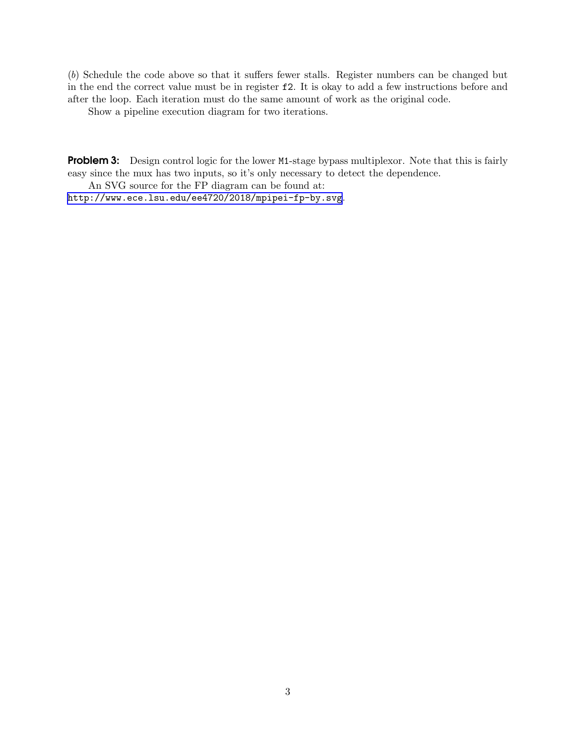(*b*) Schedule the code above so that it suffers fewer stalls. Register numbers can be changed but in the end the correct value must be in register `f2`. It is okay to add a few instructions before and after the loop. Each iteration must do the same amount of work as the original code.

Show a pipeline execution diagram for two iterations.

**Problem 3:** Design control logic for the lower `M1`-stage bypass multiplexor. Note that this is fairly easy since the mux has two inputs, so it's only necessary to detect the dependence.

An SVG source for the FP diagram can be found at:
`http://www.ece.lsu.edu/ee4720/2018/mpipei-fp-by.svg`.